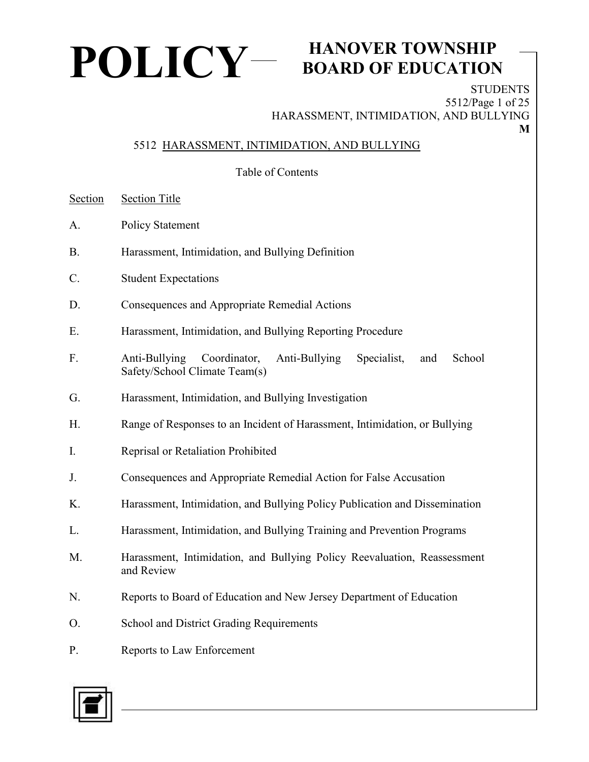# POLICY

## HANOVER TOWNSHIP BOARD OF EDUCATION

STUDENTS
HARASSMENT, INTIMIDATION, AND BULLYING
**M**

### 5512 HARASSMENT, INTIMIDATION, AND BULLYING

Table of Contents

| Section | Section Title |
|---|---|
| A. | Policy Statement |
| B. | Harassment, Intimidation, and Bullying Definition |
| C. | Student Expectations |
| D. | Consequences and Appropriate Remedial Actions |
| E. | Harassment, Intimidation, and Bullying Reporting Procedure |
| F. | Anti-Bullying Coordinator, Anti-Bullying Specialist, and School Safety/School Climate Team(s) |
| G. | Harassment, Intimidation, and Bullying Investigation |
| H. | Range of Responses to an Incident of Harassment, Intimidation, or Bullying |
| I. | Reprisal or Retaliation Prohibited |
| J. | Consequences and Appropriate Remedial Action for False Accusation |
| K. | Harassment, Intimidation, and Bullying Policy Publication and Dissemination |
| L. | Harassment, Intimidation, and Bullying Training and Prevention Programs |
| M. | Harassment, Intimidation, and Bullying Policy Reevaluation, Reassessment and Review |
| N. | Reports to Board of Education and New Jersey Department of Education |
| O. | School and District Grading Requirements |
| P. | Reports to Law Enforcement |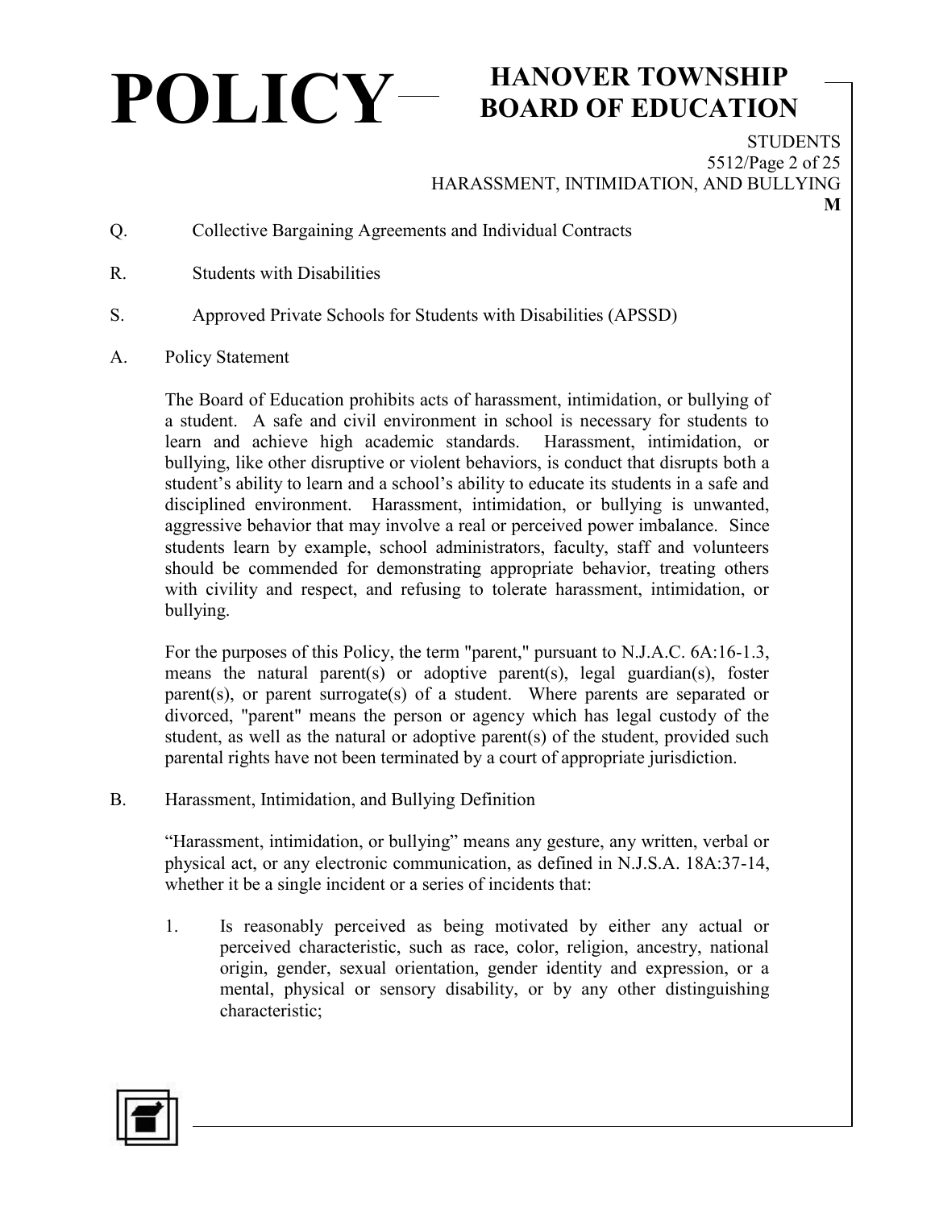Q. Collective Bargaining Agreements and Individual Contracts

R. Students with Disabilities

S. Approved Private Schools for Students with Disabilities (APSSD)

## A. Policy Statement

The Board of Education prohibits acts of harassment, intimidation, or bullying of a student. A safe and civil environment in school is necessary for students to learn and achieve high academic standards. Harassment, intimidation, or bullying, like other disruptive or violent behaviors, is conduct that disrupts both a student's ability to learn and a school's ability to educate its students in a safe and disciplined environment. Harassment, intimidation, or bullying is unwanted, aggressive behavior that may involve a real or perceived power imbalance. Since students learn by example, school administrators, faculty, staff and volunteers should be commended for demonstrating appropriate behavior, treating others with civility and respect, and refusing to tolerate harassment, intimidation, or bullying.

For the purposes of this Policy, the term "parent," pursuant to N.J.A.C. 6A:16-1.3, means the natural parent(s) or adoptive parent(s), legal guardian(s), foster parent(s), or parent surrogate(s) of a student. Where parents are separated or divorced, "parent" means the person or agency which has legal custody of the student, as well as the natural or adoptive parent(s) of the student, provided such parental rights have not been terminated by a court of appropriate jurisdiction.

## B. Harassment, Intimidation, and Bullying Definition

"Harassment, intimidation, or bullying" means any gesture, any written, verbal or physical act, or any electronic communication, as defined in N.J.S.A. 18A:37-14, whether it be a single incident or a series of incidents that:

1. Is reasonably perceived as being motivated by either any actual or perceived characteristic, such as race, color, religion, ancestry, national origin, gender, sexual orientation, gender identity and expression, or a mental, physical or sensory disability, or by any other distinguishing characteristic;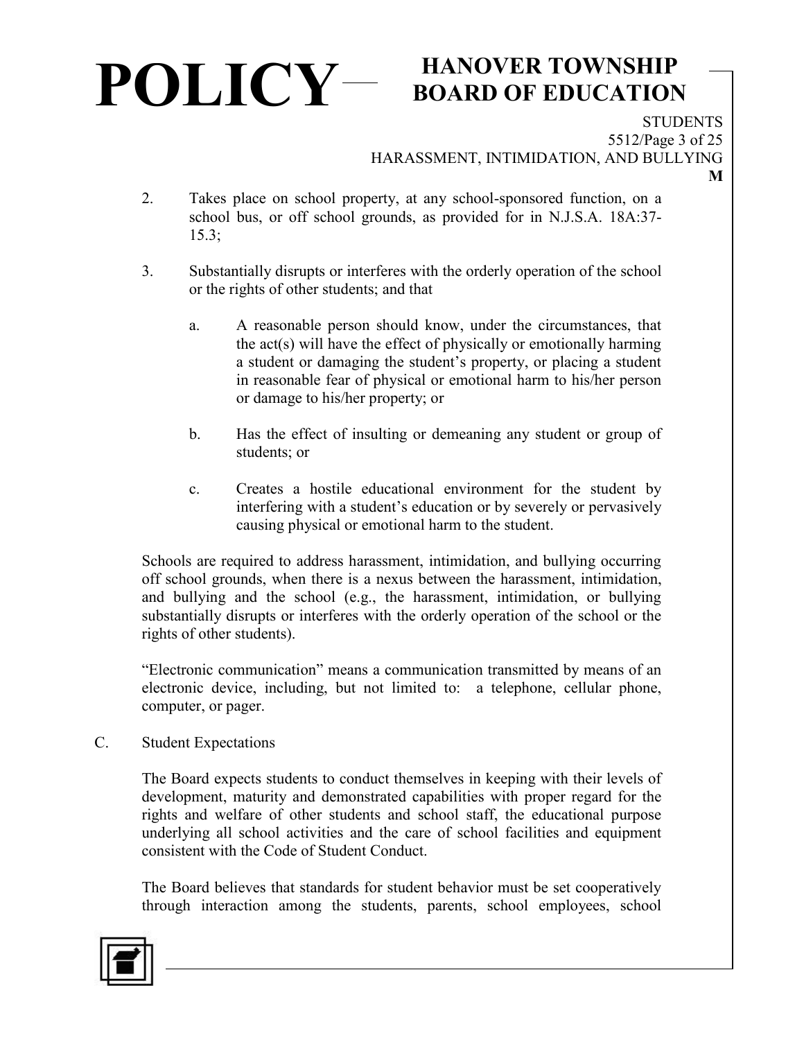2. Takes place on school property, at any school-sponsored function, on a school bus, or off school grounds, as provided for in N.J.S.A. 18A:37-15.3;

3. Substantially disrupts or interferes with the orderly operation of the school or the rights of other students; and that

   a. A reasonable person should know, under the circumstances, that the act(s) will have the effect of physically or emotionally harming a student or damaging the student's property, or placing a student in reasonable fear of physical or emotional harm to his/her person or damage to his/her property; or

   b. Has the effect of insulting or demeaning any student or group of students; or

   c. Creates a hostile educational environment for the student by interfering with a student's education or by severely or pervasively causing physical or emotional harm to the student.

Schools are required to address harassment, intimidation, and bullying occurring off school grounds, when there is a nexus between the harassment, intimidation, and bullying and the school (e.g., the harassment, intimidation, or bullying substantially disrupts or interferes with the orderly operation of the school or the rights of other students).

"Electronic communication" means a communication transmitted by means of an electronic device, including, but not limited to: a telephone, cellular phone, computer, or pager.

C. Student Expectations

The Board expects students to conduct themselves in keeping with their levels of development, maturity and demonstrated capabilities with proper regard for the rights and welfare of other students and school staff, the educational purpose underlying all school activities and the care of school facilities and equipment consistent with the Code of Student Conduct.

The Board believes that standards for student behavior must be set cooperatively through interaction among the students, parents, school employees, school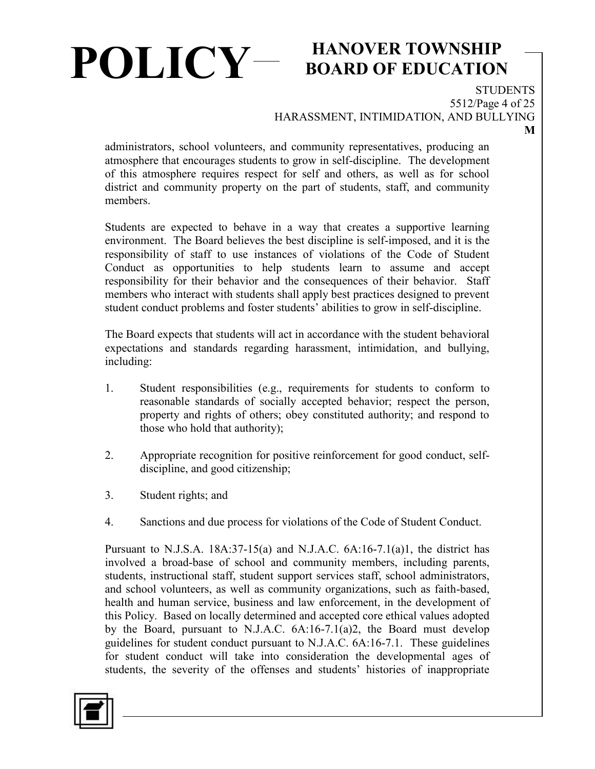administrators, school volunteers, and community representatives, producing an atmosphere that encourages students to grow in self-discipline. The development of this atmosphere requires respect for self and others, as well as for school district and community property on the part of students, staff, and community members.

Students are expected to behave in a way that creates a supportive learning environment. The Board believes the best discipline is self-imposed, and it is the responsibility of staff to use instances of violations of the Code of Student Conduct as opportunities to help students learn to assume and accept responsibility for their behavior and the consequences of their behavior. Staff members who interact with students shall apply best practices designed to prevent student conduct problems and foster students' abilities to grow in self-discipline.

The Board expects that students will act in accordance with the student behavioral expectations and standards regarding harassment, intimidation, and bullying, including:

1. Student responsibilities (e.g., requirements for students to conform to reasonable standards of socially accepted behavior; respect the person, property and rights of others; obey constituted authority; and respond to those who hold that authority);

2. Appropriate recognition for positive reinforcement for good conduct, self-discipline, and good citizenship;

3. Student rights; and

4. Sanctions and due process for violations of the Code of Student Conduct.

Pursuant to N.J.S.A. 18A:37-15(a) and N.J.A.C. 6A:16-7.1(a)1, the district has involved a broad-base of school and community members, including parents, students, instructional staff, student support services staff, school administrators, and school volunteers, as well as community organizations, such as faith-based, health and human service, business and law enforcement, in the development of this Policy. Based on locally determined and accepted core ethical values adopted by the Board, pursuant to N.J.A.C. 6A:16-7.1(a)2, the Board must develop guidelines for student conduct pursuant to N.J.A.C. 6A:16-7.1. These guidelines for student conduct will take into consideration the developmental ages of students, the severity of the offenses and students' histories of inappropriate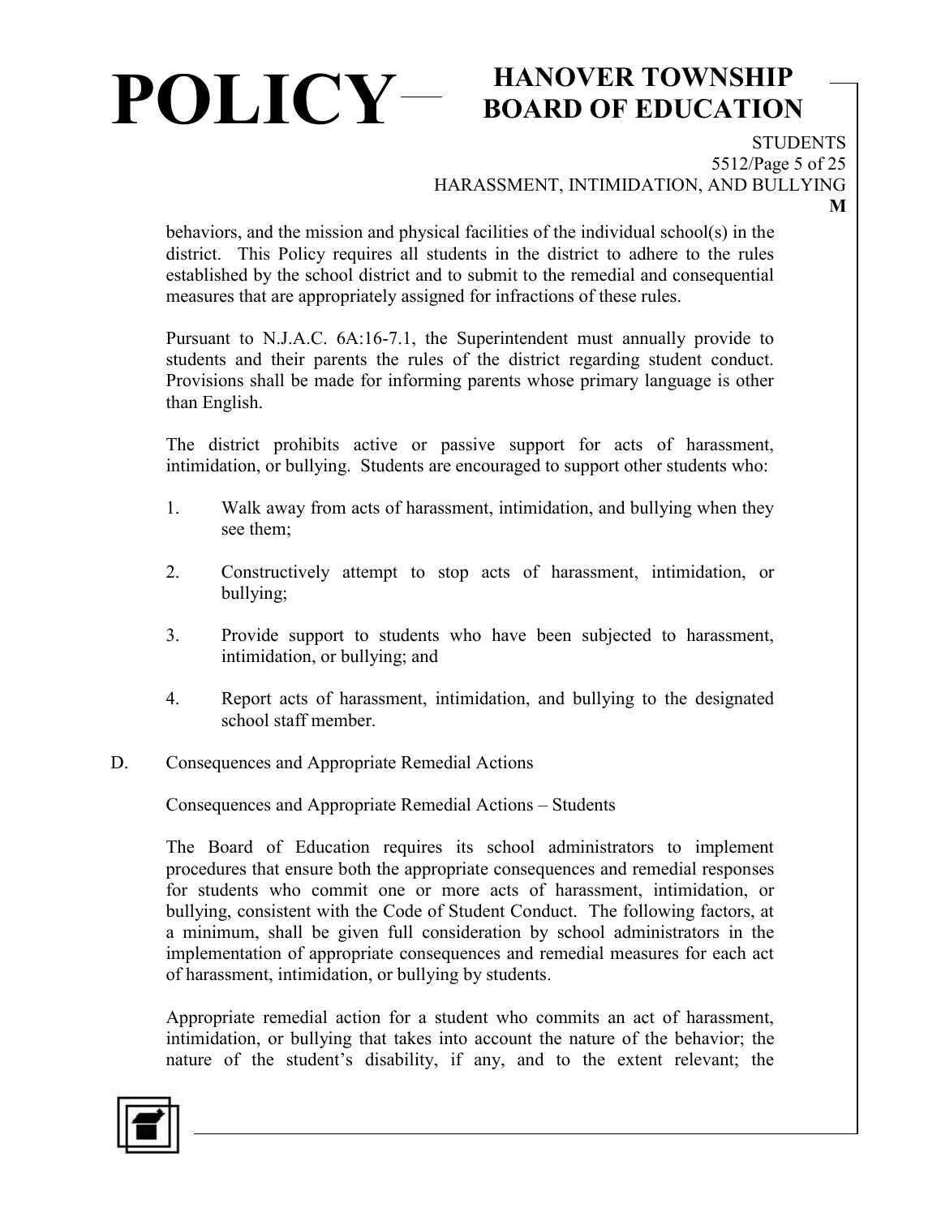behaviors, and the mission and physical facilities of the individual school(s) in the district. This Policy requires all students in the district to adhere to the rules established by the school district and to submit to the remedial and consequential measures that are appropriately assigned for infractions of these rules.

Pursuant to N.J.A.C. 6A:16-7.1, the Superintendent must annually provide to students and their parents the rules of the district regarding student conduct. Provisions shall be made for informing parents whose primary language is other than English.

The district prohibits active or passive support for acts of harassment, intimidation, or bullying. Students are encouraged to support other students who:

1. Walk away from acts of harassment, intimidation, and bullying when they see them;
2. Constructively attempt to stop acts of harassment, intimidation, or bullying;
3. Provide support to students who have been subjected to harassment, intimidation, or bullying; and
4. Report acts of harassment, intimidation, and bullying to the designated school staff member.

D. Consequences and Appropriate Remedial Actions

Consequences and Appropriate Remedial Actions – Students

The Board of Education requires its school administrators to implement procedures that ensure both the appropriate consequences and remedial responses for students who commit one or more acts of harassment, intimidation, or bullying, consistent with the Code of Student Conduct. The following factors, at a minimum, shall be given full consideration by school administrators in the implementation of appropriate consequences and remedial measures for each act of harassment, intimidation, or bullying by students.

Appropriate remedial action for a student who commits an act of harassment, intimidation, or bullying that takes into account the nature of the behavior; the nature of the student's disability, if any, and to the extent relevant; the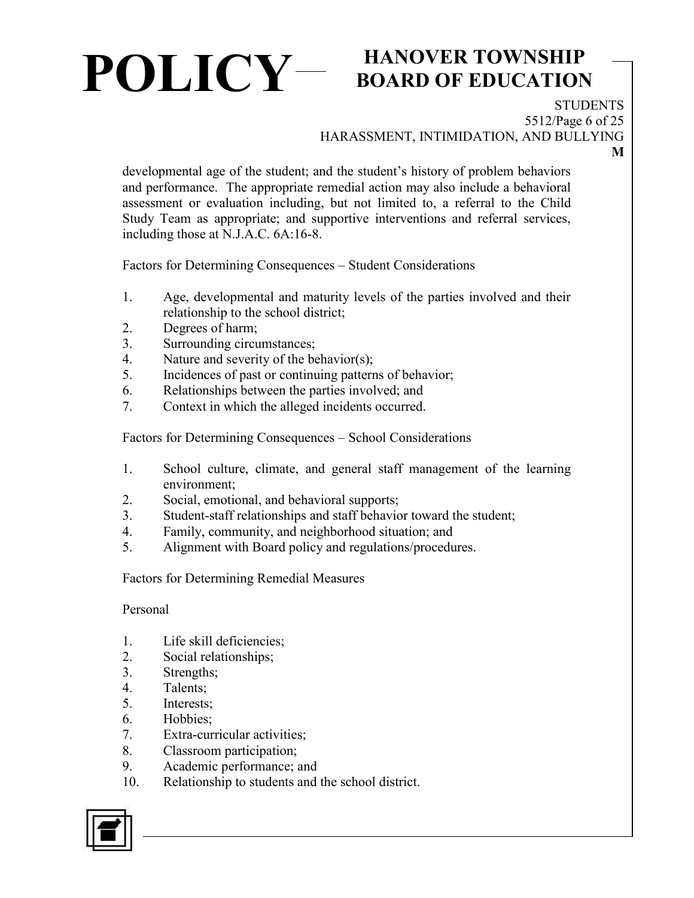developmental age of the student; and the student's history of problem behaviors and performance. The appropriate remedial action may also include a behavioral assessment or evaluation including, but not limited to, a referral to the Child Study Team as appropriate; and supportive interventions and referral services, including those at N.J.A.C. 6A:16-8.

Factors for Determining Consequences – Student Considerations

1. Age, developmental and maturity levels of the parties involved and their relationship to the school district;
2. Degrees of harm;
3. Surrounding circumstances;
4. Nature and severity of the behavior(s);
5. Incidences of past or continuing patterns of behavior;
6. Relationships between the parties involved; and
7. Context in which the alleged incidents occurred.

Factors for Determining Consequences – School Considerations

1. School culture, climate, and general staff management of the learning environment;
2. Social, emotional, and behavioral supports;
3. Student-staff relationships and staff behavior toward the student;
4. Family, community, and neighborhood situation; and
5. Alignment with Board policy and regulations/procedures.

Factors for Determining Remedial Measures

Personal

1. Life skill deficiencies;
2. Social relationships;
3. Strengths;
4. Talents;
5. Interests;
6. Hobbies;
7. Extra-curricular activities;
8. Classroom participation;
9. Academic performance; and
10. Relationship to students and the school district.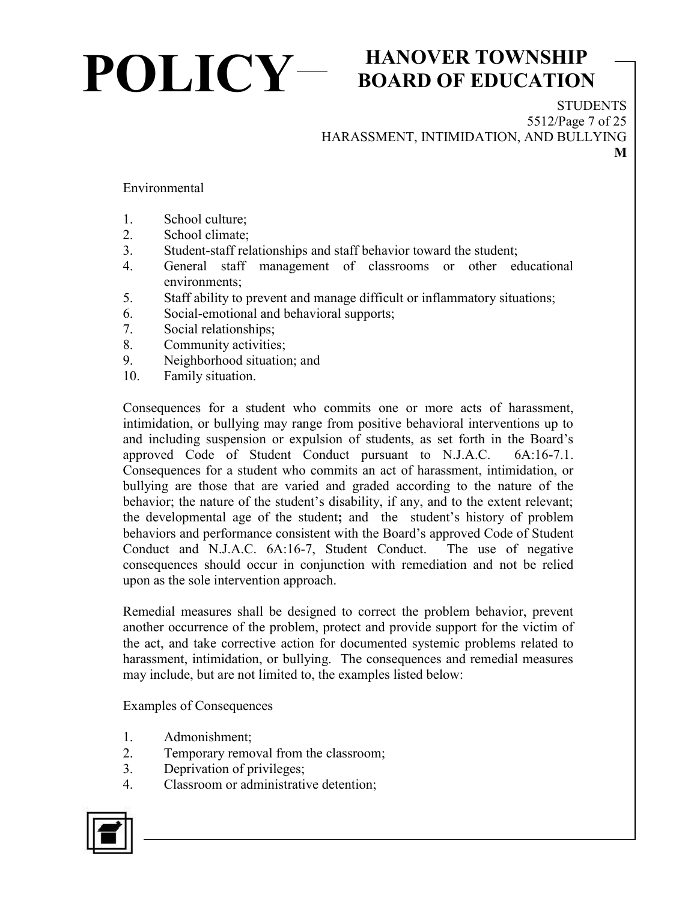Environmental

1. School culture;
2. School climate;
3. Student-staff relationships and staff behavior toward the student;
4. General staff management of classrooms or other educational environments;
5. Staff ability to prevent and manage difficult or inflammatory situations;
6. Social-emotional and behavioral supports;
7. Social relationships;
8. Community activities;
9. Neighborhood situation; and
10. Family situation.

Consequences for a student who commits one or more acts of harassment, intimidation, or bullying may range from positive behavioral interventions up to and including suspension or expulsion of students, as set forth in the Board's approved Code of Student Conduct pursuant to N.J.A.C. 6A:16-7.1. Consequences for a student who commits an act of harassment, intimidation, or bullying are those that are varied and graded according to the nature of the behavior; the nature of the student's disability, if any, and to the extent relevant; the developmental age of the student; and the student's history of problem behaviors and performance consistent with the Board's approved Code of Student Conduct and N.J.A.C. 6A:16-7, Student Conduct. The use of negative consequences should occur in conjunction with remediation and not be relied upon as the sole intervention approach.

Remedial measures shall be designed to correct the problem behavior, prevent another occurrence of the problem, protect and provide support for the victim of the act, and take corrective action for documented systemic problems related to harassment, intimidation, or bullying. The consequences and remedial measures may include, but are not limited to, the examples listed below:

Examples of Consequences

1. Admonishment;
2. Temporary removal from the classroom;
3. Deprivation of privileges;
4. Classroom or administrative detention;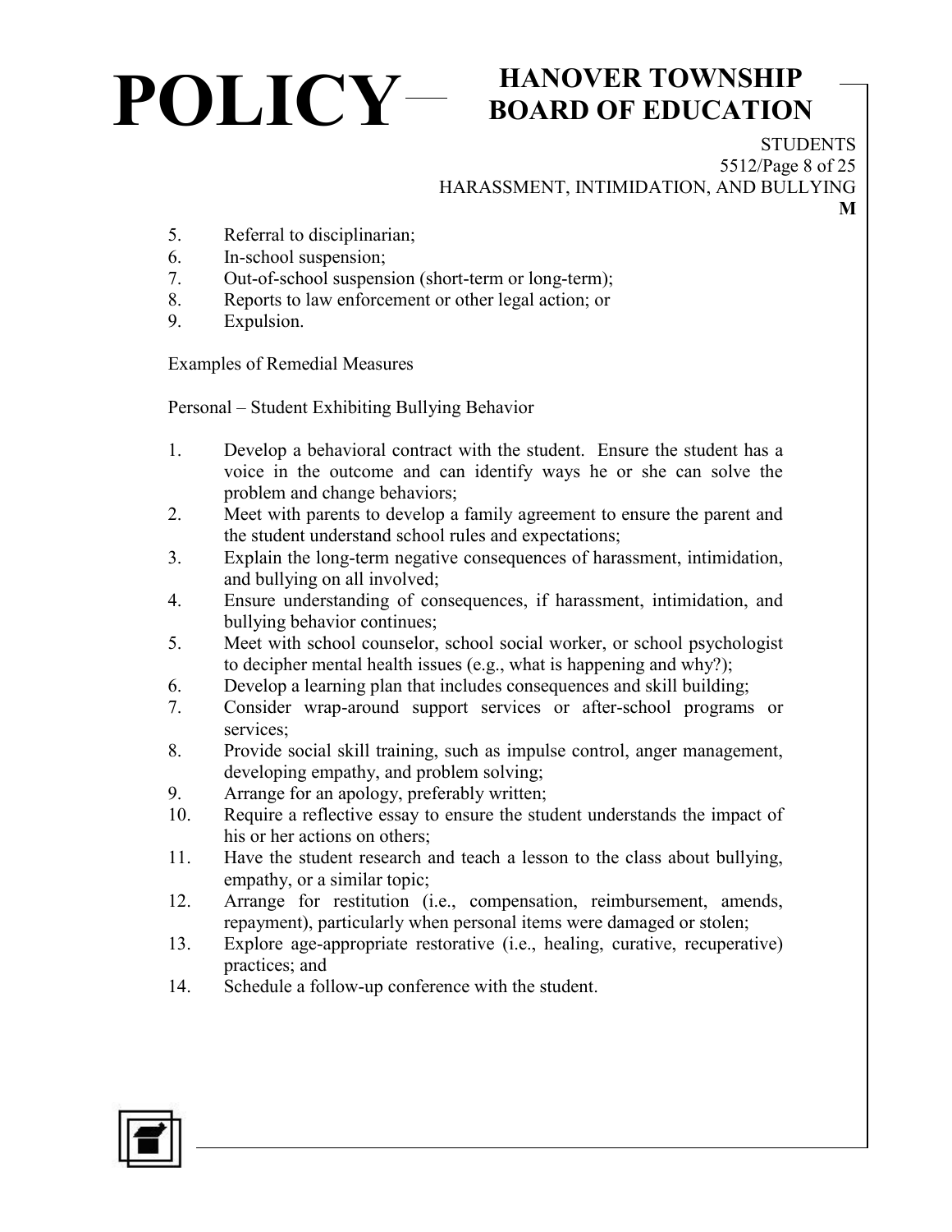5. Referral to disciplinarian;
6. In-school suspension;
7. Out-of-school suspension (short-term or long-term);
8. Reports to law enforcement or other legal action; or
9. Expulsion.

Examples of Remedial Measures

Personal – Student Exhibiting Bullying Behavior

1. Develop a behavioral contract with the student. Ensure the student has a voice in the outcome and can identify ways he or she can solve the problem and change behaviors;
2. Meet with parents to develop a family agreement to ensure the parent and the student understand school rules and expectations;
3. Explain the long-term negative consequences of harassment, intimidation, and bullying on all involved;
4. Ensure understanding of consequences, if harassment, intimidation, and bullying behavior continues;
5. Meet with school counselor, school social worker, or school psychologist to decipher mental health issues (e.g., what is happening and why?);
6. Develop a learning plan that includes consequences and skill building;
7. Consider wrap-around support services or after-school programs or services;
8. Provide social skill training, such as impulse control, anger management, developing empathy, and problem solving;
9. Arrange for an apology, preferably written;
10. Require a reflective essay to ensure the student understands the impact of his or her actions on others;
11. Have the student research and teach a lesson to the class about bullying, empathy, or a similar topic;
12. Arrange for restitution (i.e., compensation, reimbursement, amends, repayment), particularly when personal items were damaged or stolen;
13. Explore age-appropriate restorative (i.e., healing, curative, recuperative) practices; and
14. Schedule a follow-up conference with the student.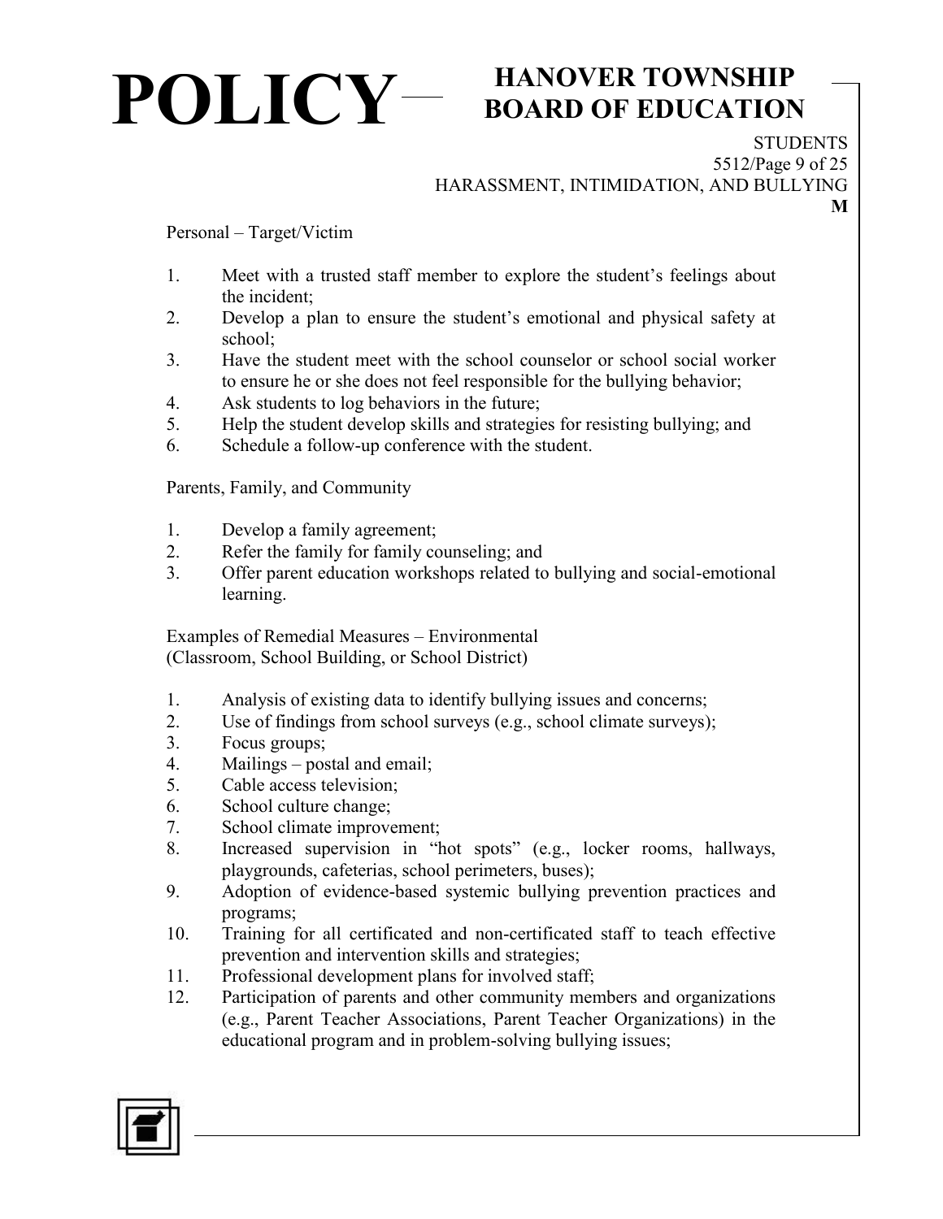Personal – Target/Victim

1. Meet with a trusted staff member to explore the student's feelings about the incident;
2. Develop a plan to ensure the student's emotional and physical safety at school;
3. Have the student meet with the school counselor or school social worker to ensure he or she does not feel responsible for the bullying behavior;
4. Ask students to log behaviors in the future;
5. Help the student develop skills and strategies for resisting bullying; and
6. Schedule a follow-up conference with the student.

Parents, Family, and Community

1. Develop a family agreement;
2. Refer the family for family counseling; and
3. Offer parent education workshops related to bullying and social-emotional learning.

Examples of Remedial Measures – Environmental
(Classroom, School Building, or School District)

1. Analysis of existing data to identify bullying issues and concerns;
2. Use of findings from school surveys (e.g., school climate surveys);
3. Focus groups;
4. Mailings – postal and email;
5. Cable access television;
6. School culture change;
7. School climate improvement;
8. Increased supervision in "hot spots" (e.g., locker rooms, hallways, playgrounds, cafeterias, school perimeters, buses);
9. Adoption of evidence-based systemic bullying prevention practices and programs;
10. Training for all certificated and non-certificated staff to teach effective prevention and intervention skills and strategies;
11. Professional development plans for involved staff;
12. Participation of parents and other community members and organizations (e.g., Parent Teacher Associations, Parent Teacher Organizations) in the educational program and in problem-solving bullying issues;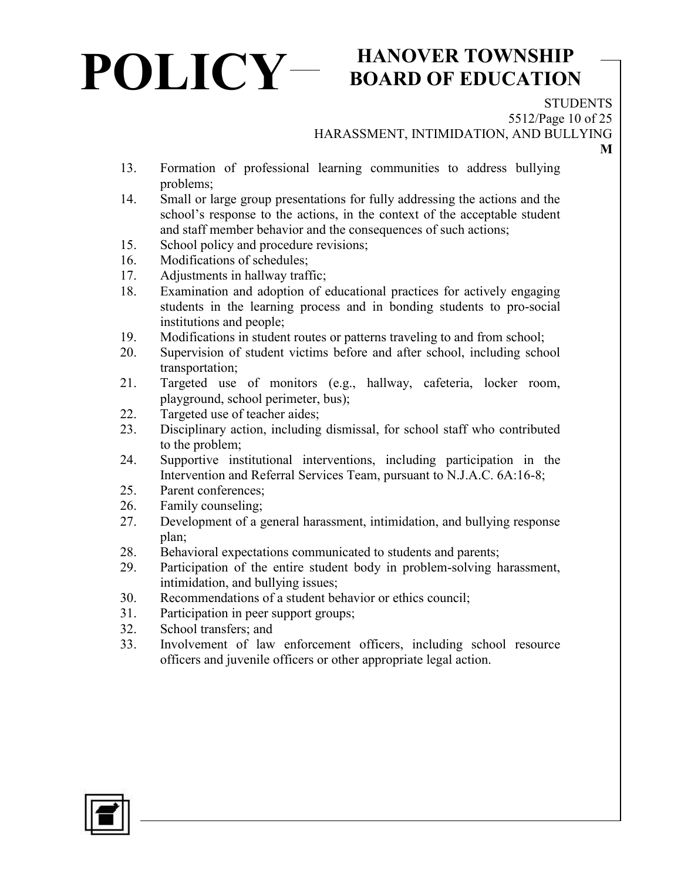13. Formation of professional learning communities to address bullying problems;
14. Small or large group presentations for fully addressing the actions and the school's response to the actions, in the context of the acceptable student and staff member behavior and the consequences of such actions;
15. School policy and procedure revisions;
16. Modifications of schedules;
17. Adjustments in hallway traffic;
18. Examination and adoption of educational practices for actively engaging students in the learning process and in bonding students to pro-social institutions and people;
19. Modifications in student routes or patterns traveling to and from school;
20. Supervision of student victims before and after school, including school transportation;
21. Targeted use of monitors (e.g., hallway, cafeteria, locker room, playground, school perimeter, bus);
22. Targeted use of teacher aides;
23. Disciplinary action, including dismissal, for school staff who contributed to the problem;
24. Supportive institutional interventions, including participation in the Intervention and Referral Services Team, pursuant to N.J.A.C. 6A:16-8;
25. Parent conferences;
26. Family counseling;
27. Development of a general harassment, intimidation, and bullying response plan;
28. Behavioral expectations communicated to students and parents;
29. Participation of the entire student body in problem-solving harassment, intimidation, and bullying issues;
30. Recommendations of a student behavior or ethics council;
31. Participation in peer support groups;
32. School transfers; and
33. Involvement of law enforcement officers, including school resource officers and juvenile officers or other appropriate legal action.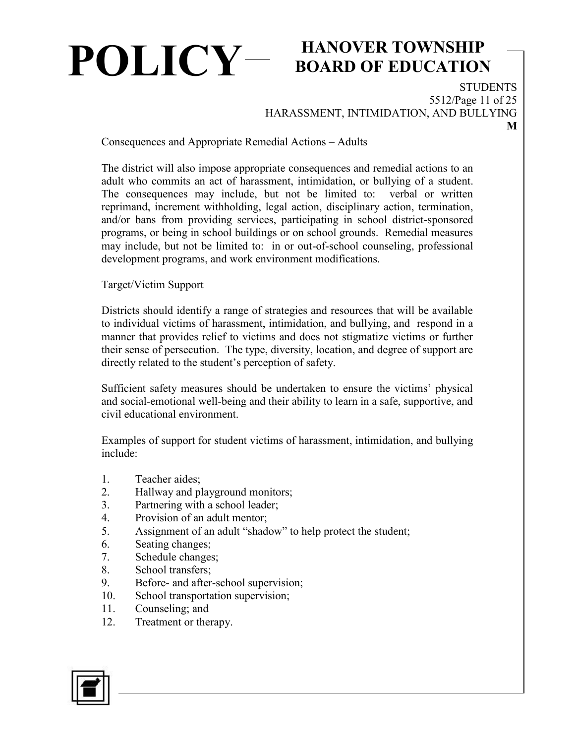Consequences and Appropriate Remedial Actions – Adults

The district will also impose appropriate consequences and remedial actions to an adult who commits an act of harassment, intimidation, or bullying of a student. The consequences may include, but not be limited to: verbal or written reprimand, increment withholding, legal action, disciplinary action, termination, and/or bans from providing services, participating in school district-sponsored programs, or being in school buildings or on school grounds. Remedial measures may include, but not be limited to: in or out-of-school counseling, professional development programs, and work environment modifications.

Target/Victim Support

Districts should identify a range of strategies and resources that will be available to individual victims of harassment, intimidation, and bullying, and respond in a manner that provides relief to victims and does not stigmatize victims or further their sense of persecution. The type, diversity, location, and degree of support are directly related to the student's perception of safety.

Sufficient safety measures should be undertaken to ensure the victims' physical and social-emotional well-being and their ability to learn in a safe, supportive, and civil educational environment.

Examples of support for student victims of harassment, intimidation, and bullying include:

1. Teacher aides;
2. Hallway and playground monitors;
3. Partnering with a school leader;
4. Provision of an adult mentor;
5. Assignment of an adult "shadow" to help protect the student;
6. Seating changes;
7. Schedule changes;
8. School transfers;
9. Before- and after-school supervision;
10. School transportation supervision;
11. Counseling; and
12. Treatment or therapy.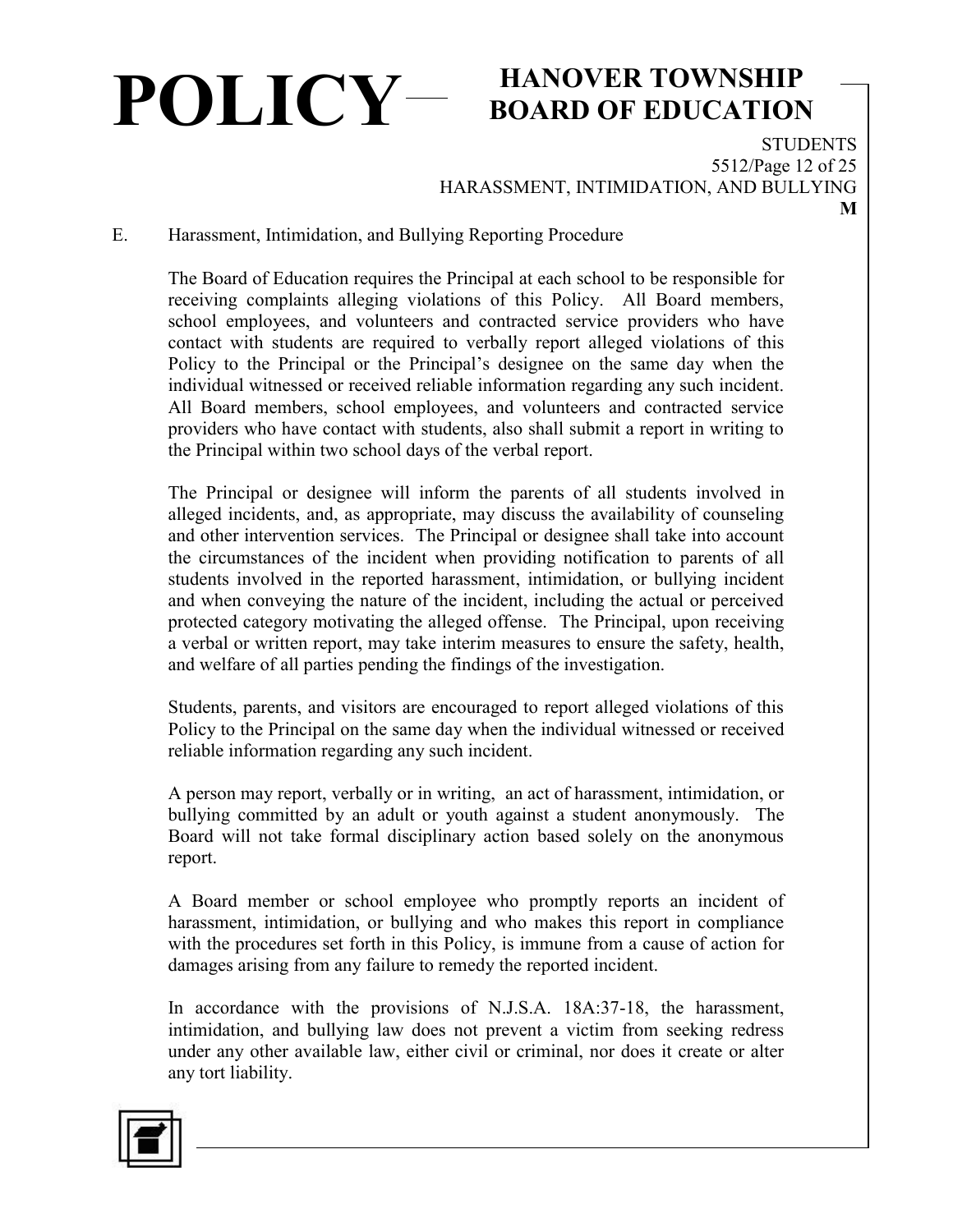E. Harassment, Intimidation, and Bullying Reporting Procedure

The Board of Education requires the Principal at each school to be responsible for receiving complaints alleging violations of this Policy. All Board members, school employees, and volunteers and contracted service providers who have contact with students are required to verbally report alleged violations of this Policy to the Principal or the Principal's designee on the same day when the individual witnessed or received reliable information regarding any such incident. All Board members, school employees, and volunteers and contracted service providers who have contact with students, also shall submit a report in writing to the Principal within two school days of the verbal report.

The Principal or designee will inform the parents of all students involved in alleged incidents, and, as appropriate, may discuss the availability of counseling and other intervention services. The Principal or designee shall take into account the circumstances of the incident when providing notification to parents of all students involved in the reported harassment, intimidation, or bullying incident and when conveying the nature of the incident, including the actual or perceived protected category motivating the alleged offense. The Principal, upon receiving a verbal or written report, may take interim measures to ensure the safety, health, and welfare of all parties pending the findings of the investigation.

Students, parents, and visitors are encouraged to report alleged violations of this Policy to the Principal on the same day when the individual witnessed or received reliable information regarding any such incident.

A person may report, verbally or in writing, an act of harassment, intimidation, or bullying committed by an adult or youth against a student anonymously. The Board will not take formal disciplinary action based solely on the anonymous report.

A Board member or school employee who promptly reports an incident of harassment, intimidation, or bullying and who makes this report in compliance with the procedures set forth in this Policy, is immune from a cause of action for damages arising from any failure to remedy the reported incident.

In accordance with the provisions of N.J.S.A. 18A:37-18, the harassment, intimidation, and bullying law does not prevent a victim from seeking redress under any other available law, either civil or criminal, nor does it create or alter any tort liability.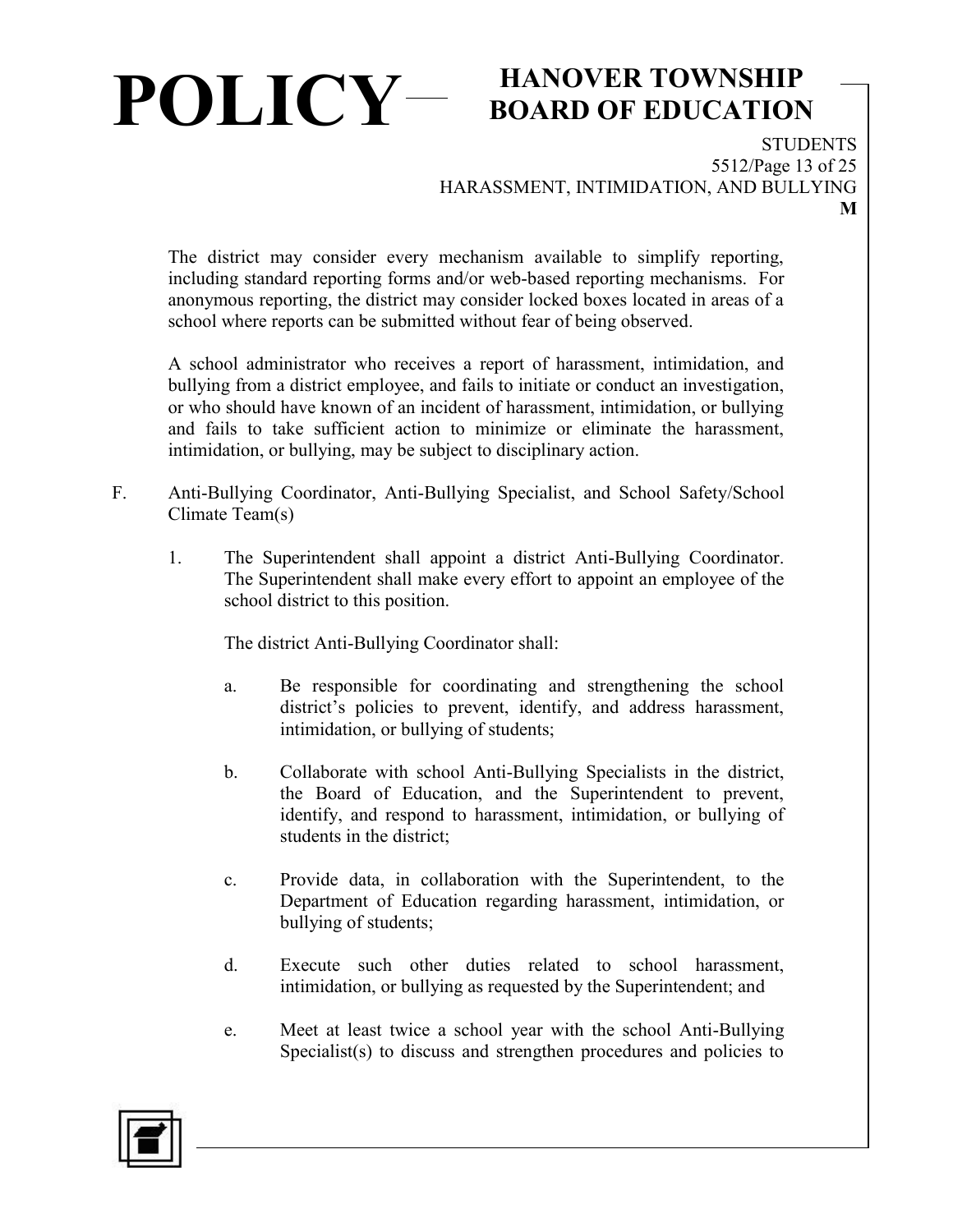The district may consider every mechanism available to simplify reporting, including standard reporting forms and/or web-based reporting mechanisms. For anonymous reporting, the district may consider locked boxes located in areas of a school where reports can be submitted without fear of being observed.

A school administrator who receives a report of harassment, intimidation, and bullying from a district employee, and fails to initiate or conduct an investigation, or who should have known of an incident of harassment, intimidation, or bullying and fails to take sufficient action to minimize or eliminate the harassment, intimidation, or bullying, may be subject to disciplinary action.

F. Anti-Bullying Coordinator, Anti-Bullying Specialist, and School Safety/School Climate Team(s)

1. The Superintendent shall appoint a district Anti-Bullying Coordinator. The Superintendent shall make every effort to appoint an employee of the school district to this position.

   The district Anti-Bullying Coordinator shall:

   a. Be responsible for coordinating and strengthening the school district's policies to prevent, identify, and address harassment, intimidation, or bullying of students;

   b. Collaborate with school Anti-Bullying Specialists in the district, the Board of Education, and the Superintendent to prevent, identify, and respond to harassment, intimidation, or bullying of students in the district;

   c. Provide data, in collaboration with the Superintendent, to the Department of Education regarding harassment, intimidation, or bullying of students;

   d. Execute such other duties related to school harassment, intimidation, or bullying as requested by the Superintendent; and

   e. Meet at least twice a school year with the school Anti-Bullying Specialist(s) to discuss and strengthen procedures and policies to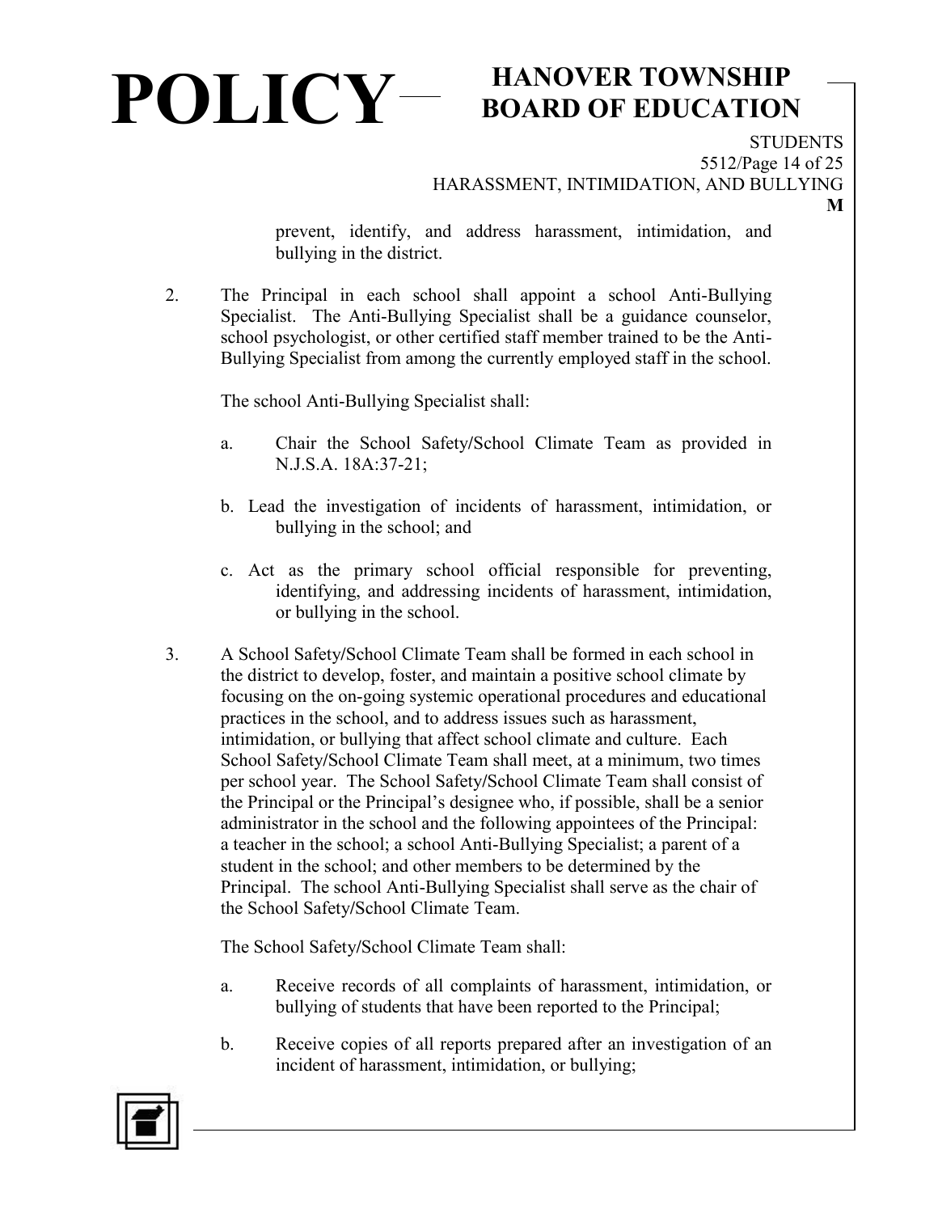prevent, identify, and address harassment, intimidation, and bullying in the district.

2. The Principal in each school shall appoint a school Anti-Bullying Specialist. The Anti-Bullying Specialist shall be a guidance counselor, school psychologist, or other certified staff member trained to be the Anti-Bullying Specialist from among the currently employed staff in the school.

   The school Anti-Bullying Specialist shall:

   a. Chair the School Safety/School Climate Team as provided in N.J.S.A. 18A:37-21;

   b. Lead the investigation of incidents of harassment, intimidation, or bullying in the school; and

   c. Act as the primary school official responsible for preventing, identifying, and addressing incidents of harassment, intimidation, or bullying in the school.

3. A School Safety/School Climate Team shall be formed in each school in the district to develop, foster, and maintain a positive school climate by focusing on the on-going systemic operational procedures and educational practices in the school, and to address issues such as harassment, intimidation, or bullying that affect school climate and culture. Each School Safety/School Climate Team shall meet, at a minimum, two times per school year. The School Safety/School Climate Team shall consist of the Principal or the Principal's designee who, if possible, shall be a senior administrator in the school and the following appointees of the Principal: a teacher in the school; a school Anti-Bullying Specialist; a parent of a student in the school; and other members to be determined by the Principal. The school Anti-Bullying Specialist shall serve as the chair of the School Safety/School Climate Team.

   The School Safety/School Climate Team shall:

   a. Receive records of all complaints of harassment, intimidation, or bullying of students that have been reported to the Principal;

   b. Receive copies of all reports prepared after an investigation of an incident of harassment, intimidation, or bullying;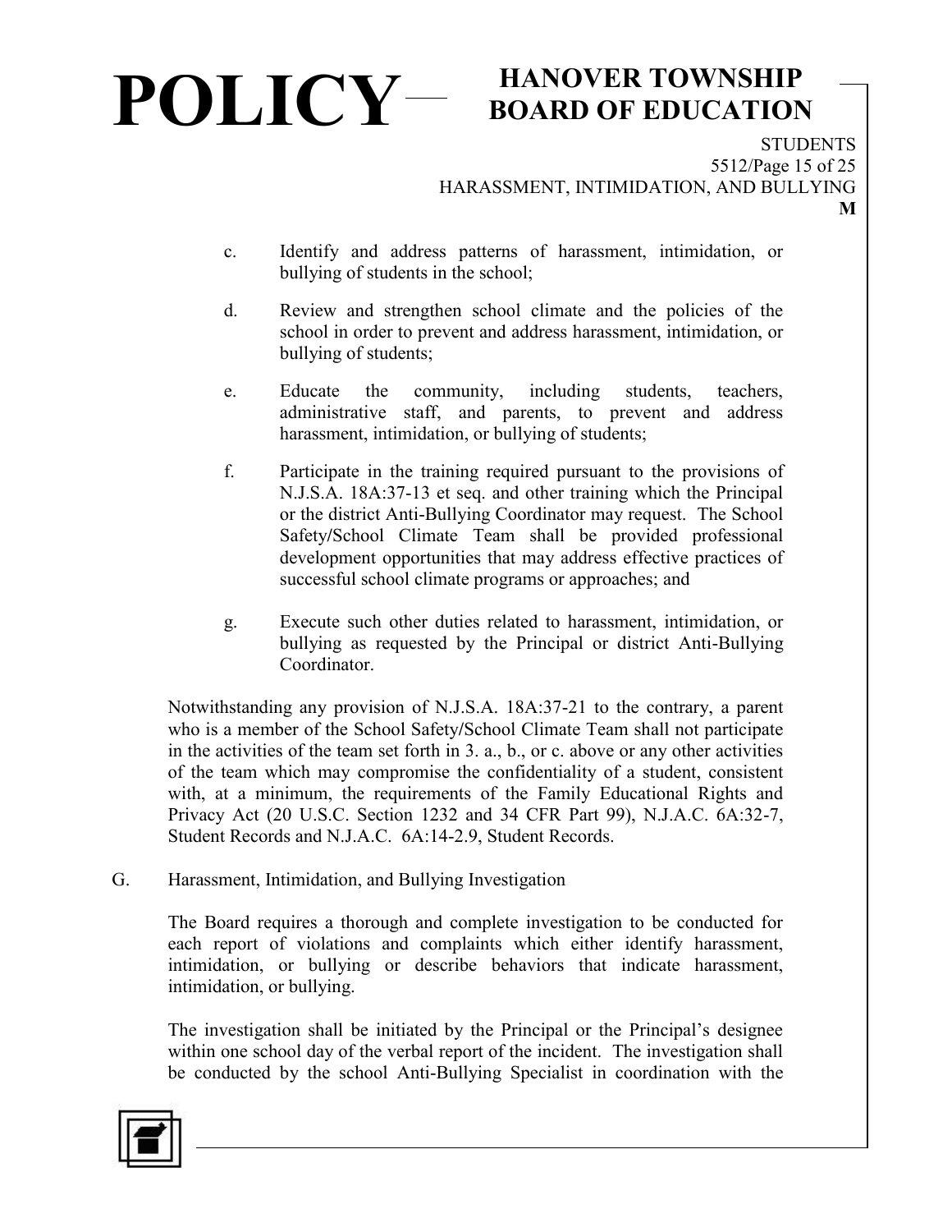c. Identify and address patterns of harassment, intimidation, or bullying of students in the school;

d. Review and strengthen school climate and the policies of the school in order to prevent and address harassment, intimidation, or bullying of students;

e. Educate the community, including students, teachers, administrative staff, and parents, to prevent and address harassment, intimidation, or bullying of students;

f. Participate in the training required pursuant to the provisions of N.J.S.A. 18A:37-13 et seq. and other training which the Principal or the district Anti-Bullying Coordinator may request. The School Safety/School Climate Team shall be provided professional development opportunities that may address effective practices of successful school climate programs or approaches; and

g. Execute such other duties related to harassment, intimidation, or bullying as requested by the Principal or district Anti-Bullying Coordinator.

Notwithstanding any provision of N.J.S.A. 18A:37-21 to the contrary, a parent who is a member of the School Safety/School Climate Team shall not participate in the activities of the team set forth in 3. a., b., or c. above or any other activities of the team which may compromise the confidentiality of a student, consistent with, at a minimum, the requirements of the Family Educational Rights and Privacy Act (20 U.S.C. Section 1232 and 34 CFR Part 99), N.J.A.C. 6A:32-7, Student Records and N.J.A.C. 6A:14-2.9, Student Records.

G. Harassment, Intimidation, and Bullying Investigation

The Board requires a thorough and complete investigation to be conducted for each report of violations and complaints which either identify harassment, intimidation, or bullying or describe behaviors that indicate harassment, intimidation, or bullying.

The investigation shall be initiated by the Principal or the Principal's designee within one school day of the verbal report of the incident. The investigation shall be conducted by the school Anti-Bullying Specialist in coordination with the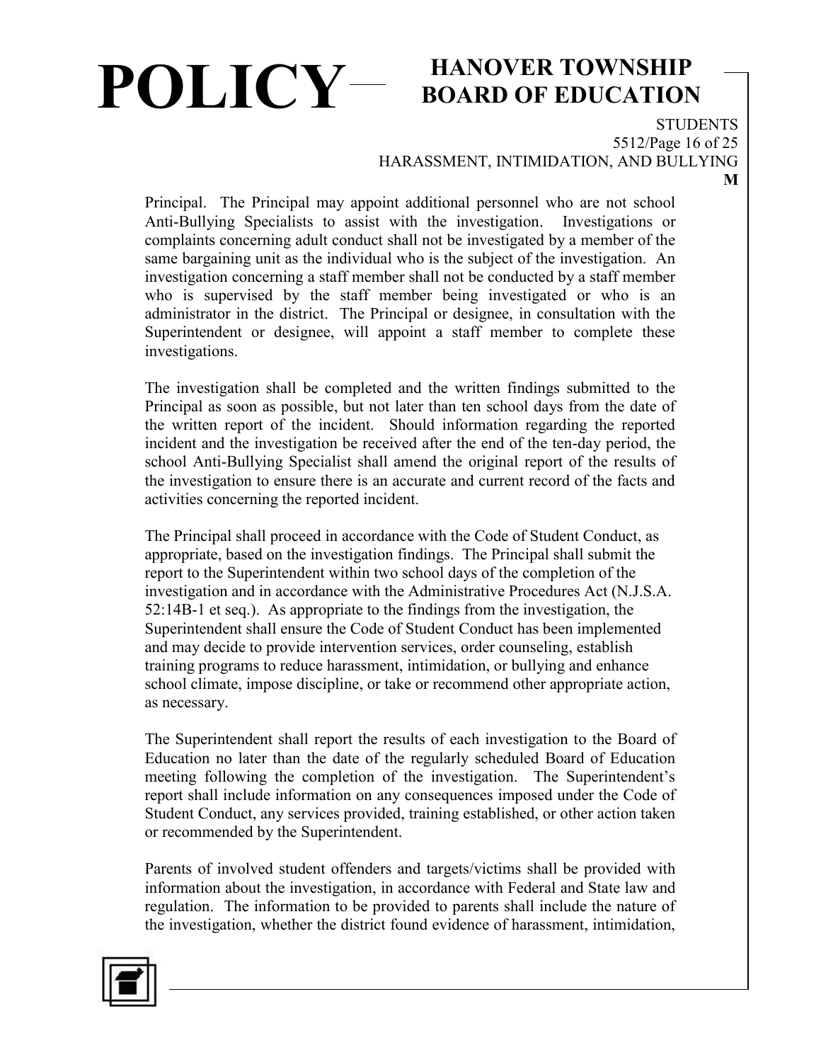Principal. The Principal may appoint additional personnel who are not school Anti-Bullying Specialists to assist with the investigation. Investigations or complaints concerning adult conduct shall not be investigated by a member of the same bargaining unit as the individual who is the subject of the investigation. An investigation concerning a staff member shall not be conducted by a staff member who is supervised by the staff member being investigated or who is an administrator in the district. The Principal or designee, in consultation with the Superintendent or designee, will appoint a staff member to complete these investigations.

The investigation shall be completed and the written findings submitted to the Principal as soon as possible, but not later than ten school days from the date of the written report of the incident. Should information regarding the reported incident and the investigation be received after the end of the ten-day period, the school Anti-Bullying Specialist shall amend the original report of the results of the investigation to ensure there is an accurate and current record of the facts and activities concerning the reported incident.

The Principal shall proceed in accordance with the Code of Student Conduct, as appropriate, based on the investigation findings. The Principal shall submit the report to the Superintendent within two school days of the completion of the investigation and in accordance with the Administrative Procedures Act (N.J.S.A. 52:14B-1 et seq.). As appropriate to the findings from the investigation, the Superintendent shall ensure the Code of Student Conduct has been implemented and may decide to provide intervention services, order counseling, establish training programs to reduce harassment, intimidation, or bullying and enhance school climate, impose discipline, or take or recommend other appropriate action, as necessary.

The Superintendent shall report the results of each investigation to the Board of Education no later than the date of the regularly scheduled Board of Education meeting following the completion of the investigation. The Superintendent's report shall include information on any consequences imposed under the Code of Student Conduct, any services provided, training established, or other action taken or recommended by the Superintendent.

Parents of involved student offenders and targets/victims shall be provided with information about the investigation, in accordance with Federal and State law and regulation. The information to be provided to parents shall include the nature of the investigation, whether the district found evidence of harassment, intimidation,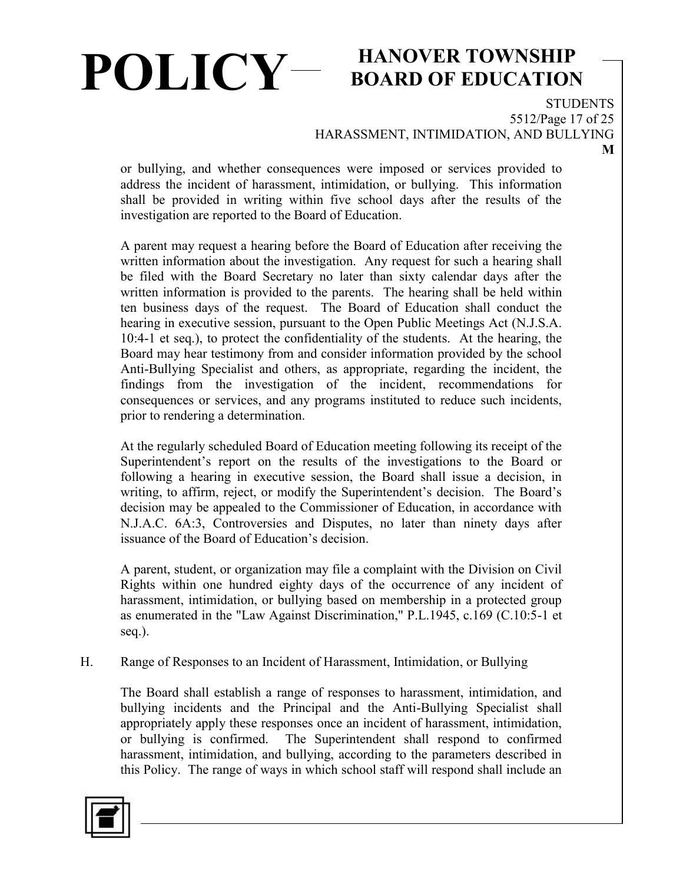or bullying, and whether consequences were imposed or services provided to address the incident of harassment, intimidation, or bullying. This information shall be provided in writing within five school days after the results of the investigation are reported to the Board of Education.

A parent may request a hearing before the Board of Education after receiving the written information about the investigation. Any request for such a hearing shall be filed with the Board Secretary no later than sixty calendar days after the written information is provided to the parents. The hearing shall be held within ten business days of the request. The Board of Education shall conduct the hearing in executive session, pursuant to the Open Public Meetings Act (N.J.S.A. 10:4-1 et seq.), to protect the confidentiality of the students. At the hearing, the Board may hear testimony from and consider information provided by the school Anti-Bullying Specialist and others, as appropriate, regarding the incident, the findings from the investigation of the incident, recommendations for consequences or services, and any programs instituted to reduce such incidents, prior to rendering a determination.

At the regularly scheduled Board of Education meeting following its receipt of the Superintendent's report on the results of the investigations to the Board or following a hearing in executive session, the Board shall issue a decision, in writing, to affirm, reject, or modify the Superintendent's decision. The Board's decision may be appealed to the Commissioner of Education, in accordance with N.J.A.C. 6A:3, Controversies and Disputes, no later than ninety days after issuance of the Board of Education's decision.

A parent, student, or organization may file a complaint with the Division on Civil Rights within one hundred eighty days of the occurrence of any incident of harassment, intimidation, or bullying based on membership in a protected group as enumerated in the "Law Against Discrimination," P.L.1945, c.169 (C.10:5-1 et seq.).

H. Range of Responses to an Incident of Harassment, Intimidation, or Bullying

The Board shall establish a range of responses to harassment, intimidation, and bullying incidents and the Principal and the Anti-Bullying Specialist shall appropriately apply these responses once an incident of harassment, intimidation, or bullying is confirmed. The Superintendent shall respond to confirmed harassment, intimidation, and bullying, according to the parameters described in this Policy. The range of ways in which school staff will respond shall include an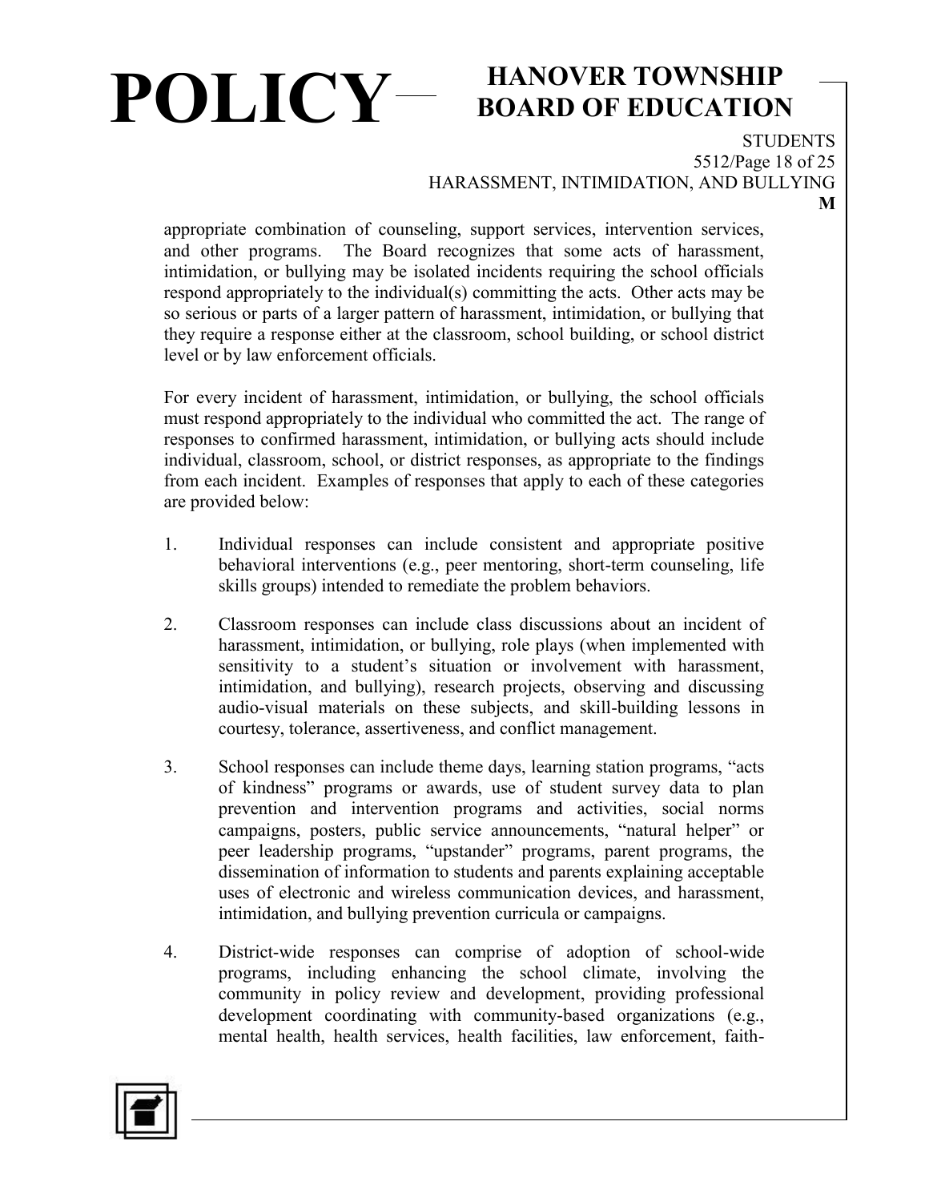appropriate combination of counseling, support services, intervention services, and other programs. The Board recognizes that some acts of harassment, intimidation, or bullying may be isolated incidents requiring the school officials respond appropriately to the individual(s) committing the acts. Other acts may be so serious or parts of a larger pattern of harassment, intimidation, or bullying that they require a response either at the classroom, school building, or school district level or by law enforcement officials.

For every incident of harassment, intimidation, or bullying, the school officials must respond appropriately to the individual who committed the act. The range of responses to confirmed harassment, intimidation, or bullying acts should include individual, classroom, school, or district responses, as appropriate to the findings from each incident. Examples of responses that apply to each of these categories are provided below:

1. Individual responses can include consistent and appropriate positive behavioral interventions (e.g., peer mentoring, short-term counseling, life skills groups) intended to remediate the problem behaviors.

2. Classroom responses can include class discussions about an incident of harassment, intimidation, or bullying, role plays (when implemented with sensitivity to a student's situation or involvement with harassment, intimidation, and bullying), research projects, observing and discussing audio-visual materials on these subjects, and skill-building lessons in courtesy, tolerance, assertiveness, and conflict management.

3. School responses can include theme days, learning station programs, "acts of kindness" programs or awards, use of student survey data to plan prevention and intervention programs and activities, social norms campaigns, posters, public service announcements, "natural helper" or peer leadership programs, "upstander" programs, parent programs, the dissemination of information to students and parents explaining acceptable uses of electronic and wireless communication devices, and harassment, intimidation, and bullying prevention curricula or campaigns.

4. District-wide responses can comprise of adoption of school-wide programs, including enhancing the school climate, involving the community in policy review and development, providing professional development coordinating with community-based organizations (e.g., mental health, health services, health facilities, law enforcement, faith-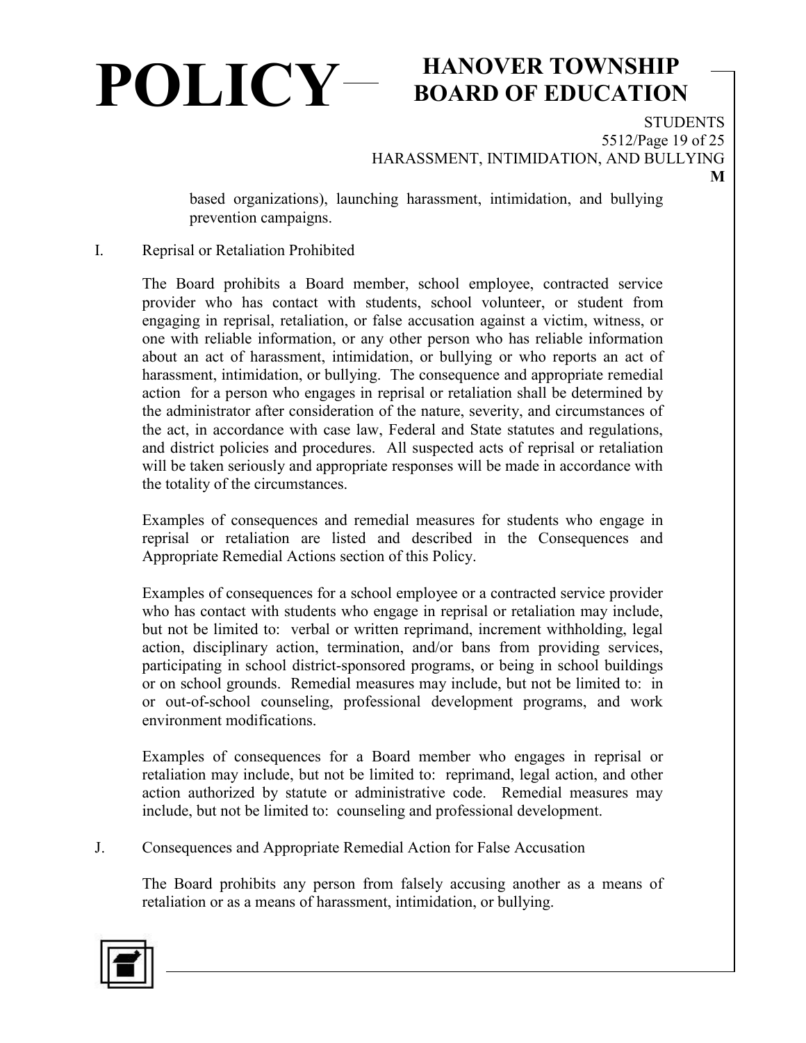based organizations), launching harassment, intimidation, and bullying prevention campaigns.

I. Reprisal or Retaliation Prohibited

The Board prohibits a Board member, school employee, contracted service provider who has contact with students, school volunteer, or student from engaging in reprisal, retaliation, or false accusation against a victim, witness, or one with reliable information, or any other person who has reliable information about an act of harassment, intimidation, or bullying or who reports an act of harassment, intimidation, or bullying. The consequence and appropriate remedial action for a person who engages in reprisal or retaliation shall be determined by the administrator after consideration of the nature, severity, and circumstances of the act, in accordance with case law, Federal and State statutes and regulations, and district policies and procedures. All suspected acts of reprisal or retaliation will be taken seriously and appropriate responses will be made in accordance with the totality of the circumstances.

Examples of consequences and remedial measures for students who engage in reprisal or retaliation are listed and described in the Consequences and Appropriate Remedial Actions section of this Policy.

Examples of consequences for a school employee or a contracted service provider who has contact with students who engage in reprisal or retaliation may include, but not be limited to: verbal or written reprimand, increment withholding, legal action, disciplinary action, termination, and/or bans from providing services, participating in school district-sponsored programs, or being in school buildings or on school grounds. Remedial measures may include, but not be limited to: in or out-of-school counseling, professional development programs, and work environment modifications.

Examples of consequences for a Board member who engages in reprisal or retaliation may include, but not be limited to: reprimand, legal action, and other action authorized by statute or administrative code. Remedial measures may include, but not be limited to: counseling and professional development.

J. Consequences and Appropriate Remedial Action for False Accusation

The Board prohibits any person from falsely accusing another as a means of retaliation or as a means of harassment, intimidation, or bullying.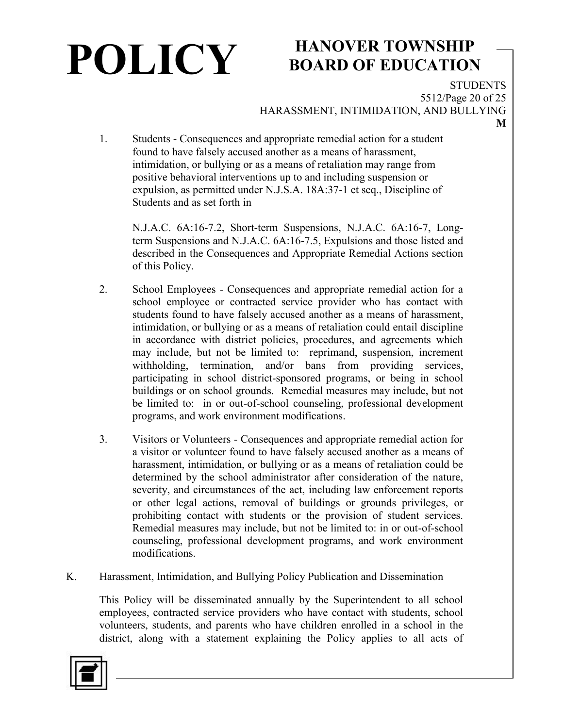1. Students - Consequences and appropriate remedial action for a student found to have falsely accused another as a means of harassment, intimidation, or bullying or as a means of retaliation may range from positive behavioral interventions up to and including suspension or expulsion, as permitted under N.J.S.A. 18A:37-1 et seq., Discipline of Students and as set forth in

   N.J.A.C. 6A:16-7.2, Short-term Suspensions, N.J.A.C. 6A:16-7, Long-term Suspensions and N.J.A.C. 6A:16-7.5, Expulsions and those listed and described in the Consequences and Appropriate Remedial Actions section of this Policy.

2. School Employees - Consequences and appropriate remedial action for a school employee or contracted service provider who has contact with students found to have falsely accused another as a means of harassment, intimidation, or bullying or as a means of retaliation could entail discipline in accordance with district policies, procedures, and agreements which may include, but not be limited to: reprimand, suspension, increment withholding, termination, and/or bans from providing services, participating in school district-sponsored programs, or being in school buildings or on school grounds. Remedial measures may include, but not be limited to: in or out-of-school counseling, professional development programs, and work environment modifications.

3. Visitors or Volunteers - Consequences and appropriate remedial action for a visitor or volunteer found to have falsely accused another as a means of harassment, intimidation, or bullying or as a means of retaliation could be determined by the school administrator after consideration of the nature, severity, and circumstances of the act, including law enforcement reports or other legal actions, removal of buildings or grounds privileges, or prohibiting contact with students or the provision of student services. Remedial measures may include, but not be limited to: in or out-of-school counseling, professional development programs, and work environment modifications.

K. Harassment, Intimidation, and Bullying Policy Publication and Dissemination

This Policy will be disseminated annually by the Superintendent to all school employees, contracted service providers who have contact with students, school volunteers, students, and parents who have children enrolled in a school in the district, along with a statement explaining the Policy applies to all acts of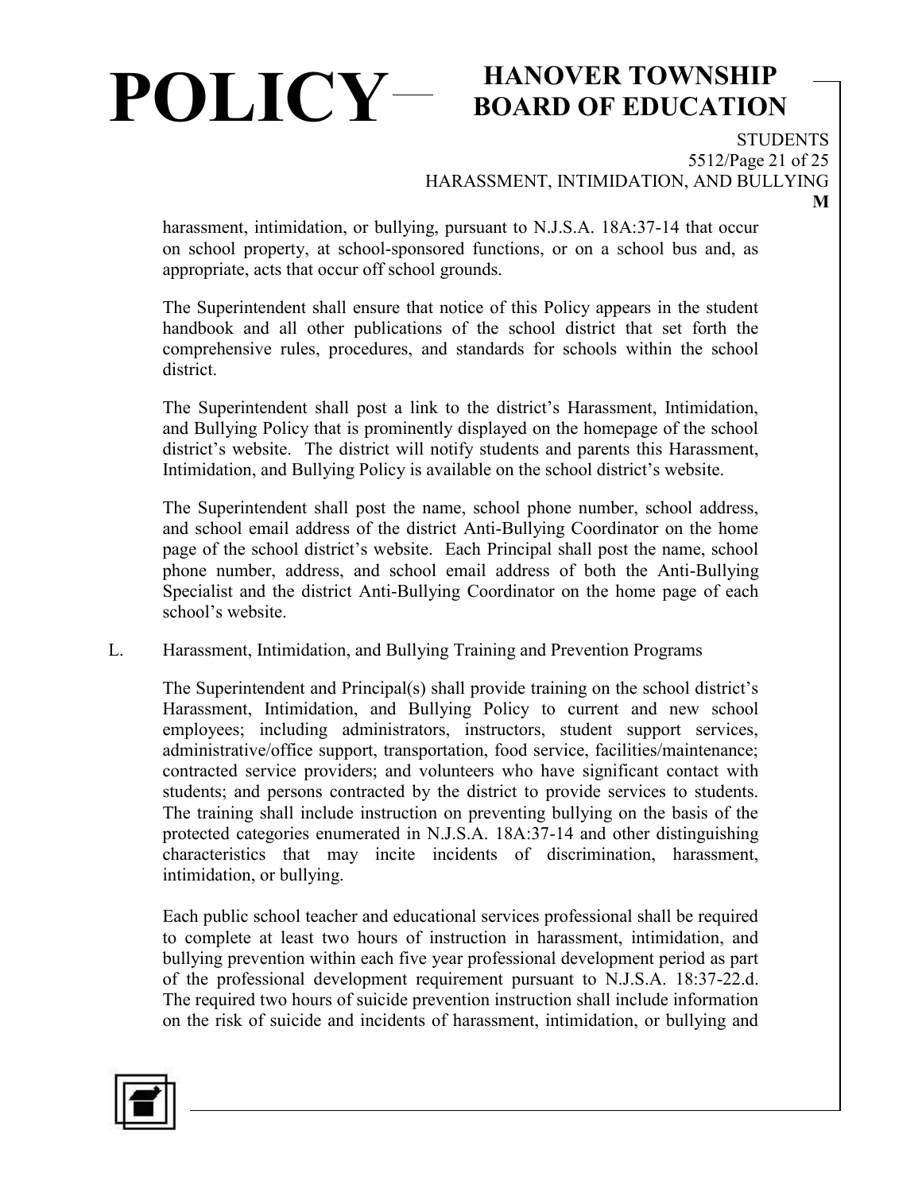harassment, intimidation, or bullying, pursuant to N.J.S.A. 18A:37-14 that occur on school property, at school-sponsored functions, or on a school bus and, as appropriate, acts that occur off school grounds.

The Superintendent shall ensure that notice of this Policy appears in the student handbook and all other publications of the school district that set forth the comprehensive rules, procedures, and standards for schools within the school district.

The Superintendent shall post a link to the district's Harassment, Intimidation, and Bullying Policy that is prominently displayed on the homepage of the school district's website. The district will notify students and parents this Harassment, Intimidation, and Bullying Policy is available on the school district's website.

The Superintendent shall post the name, school phone number, school address, and school email address of the district Anti-Bullying Coordinator on the home page of the school district's website. Each Principal shall post the name, school phone number, address, and school email address of both the Anti-Bullying Specialist and the district Anti-Bullying Coordinator on the home page of each school's website.

L. Harassment, Intimidation, and Bullying Training and Prevention Programs

The Superintendent and Principal(s) shall provide training on the school district's Harassment, Intimidation, and Bullying Policy to current and new school employees; including administrators, instructors, student support services, administrative/office support, transportation, food service, facilities/maintenance; contracted service providers; and volunteers who have significant contact with students; and persons contracted by the district to provide services to students. The training shall include instruction on preventing bullying on the basis of the protected categories enumerated in N.J.S.A. 18A:37-14 and other distinguishing characteristics that may incite incidents of discrimination, harassment, intimidation, or bullying.

Each public school teacher and educational services professional shall be required to complete at least two hours of instruction in harassment, intimidation, and bullying prevention within each five year professional development period as part of the professional development requirement pursuant to N.J.S.A. 18:37-22.d. The required two hours of suicide prevention instruction shall include information on the risk of suicide and incidents of harassment, intimidation, or bullying and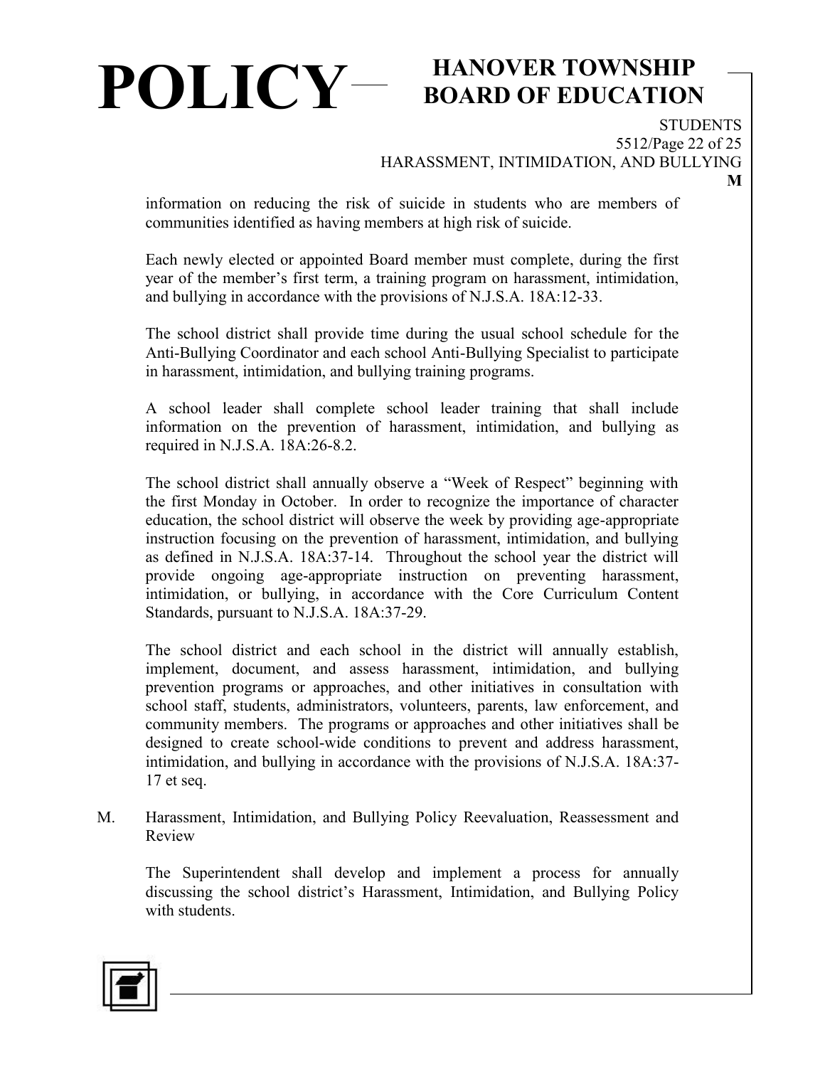information on reducing the risk of suicide in students who are members of communities identified as having members at high risk of suicide.

Each newly elected or appointed Board member must complete, during the first year of the member's first term, a training program on harassment, intimidation, and bullying in accordance with the provisions of N.J.S.A. 18A:12-33.

The school district shall provide time during the usual school schedule for the Anti-Bullying Coordinator and each school Anti-Bullying Specialist to participate in harassment, intimidation, and bullying training programs.

A school leader shall complete school leader training that shall include information on the prevention of harassment, intimidation, and bullying as required in N.J.S.A. 18A:26-8.2.

The school district shall annually observe a "Week of Respect" beginning with the first Monday in October. In order to recognize the importance of character education, the school district will observe the week by providing age-appropriate instruction focusing on the prevention of harassment, intimidation, and bullying as defined in N.J.S.A. 18A:37-14. Throughout the school year the district will provide ongoing age-appropriate instruction on preventing harassment, intimidation, or bullying, in accordance with the Core Curriculum Content Standards, pursuant to N.J.S.A. 18A:37-29.

The school district and each school in the district will annually establish, implement, document, and assess harassment, intimidation, and bullying prevention programs or approaches, and other initiatives in consultation with school staff, students, administrators, volunteers, parents, law enforcement, and community members. The programs or approaches and other initiatives shall be designed to create school-wide conditions to prevent and address harassment, intimidation, and bullying in accordance with the provisions of N.J.S.A. 18A:37-17 et seq.

M. Harassment, Intimidation, and Bullying Policy Reevaluation, Reassessment and Review

The Superintendent shall develop and implement a process for annually discussing the school district's Harassment, Intimidation, and Bullying Policy with students.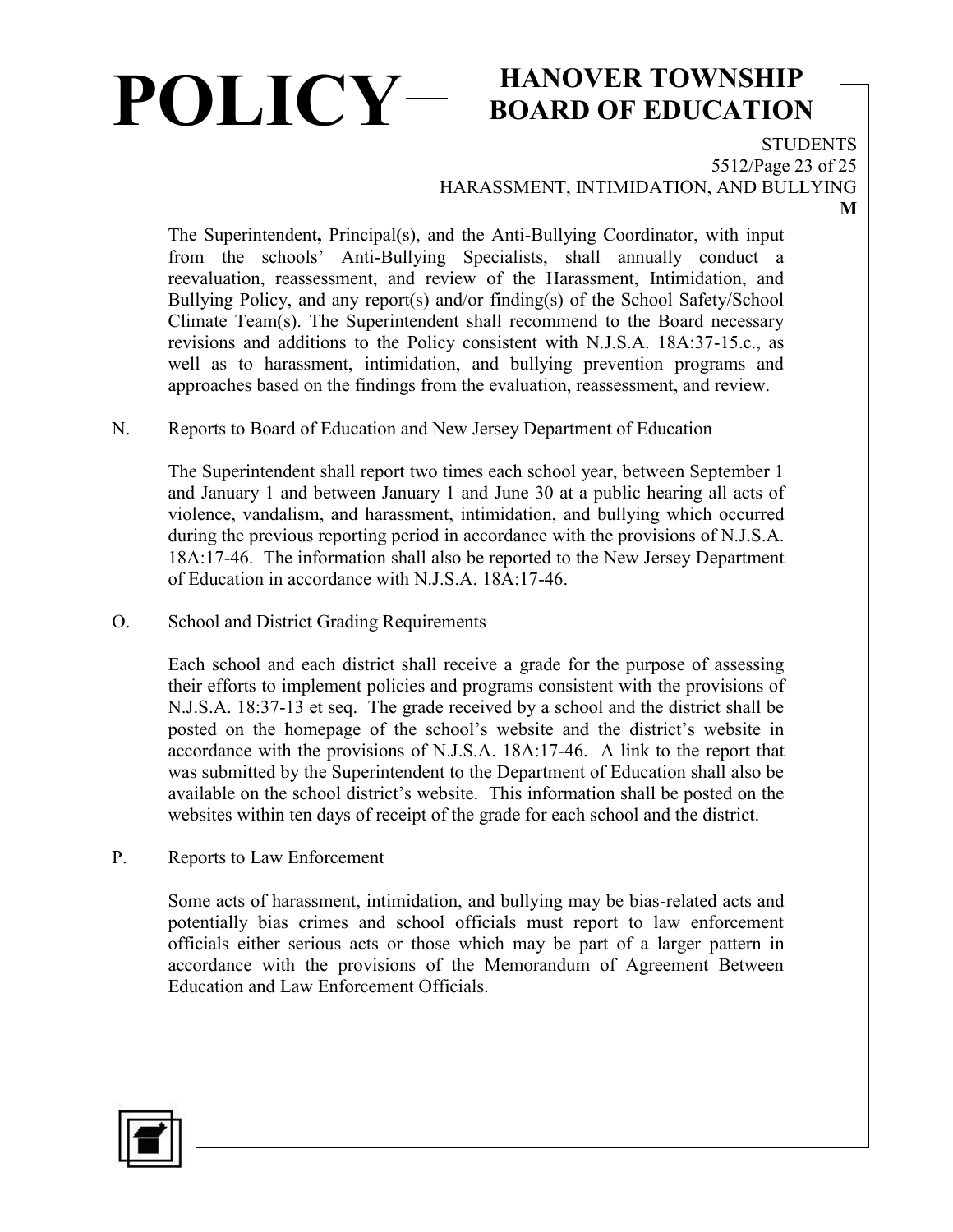The Superintendent**,** Principal(s), and the Anti-Bullying Coordinator, with input from the schools' Anti-Bullying Specialists, shall annually conduct a reevaluation, reassessment, and review of the Harassment, Intimidation, and Bullying Policy, and any report(s) and/or finding(s) of the School Safety/School Climate Team(s). The Superintendent shall recommend to the Board necessary revisions and additions to the Policy consistent with N.J.S.A. 18A:37-15.c., as well as to harassment, intimidation, and bullying prevention programs and approaches based on the findings from the evaluation, reassessment, and review.

N. Reports to Board of Education and New Jersey Department of Education

The Superintendent shall report two times each school year, between September 1 and January 1 and between January 1 and June 30 at a public hearing all acts of violence, vandalism, and harassment, intimidation, and bullying which occurred during the previous reporting period in accordance with the provisions of N.J.S.A. 18A:17-46. The information shall also be reported to the New Jersey Department of Education in accordance with N.J.S.A. 18A:17-46.

O. School and District Grading Requirements

Each school and each district shall receive a grade for the purpose of assessing their efforts to implement policies and programs consistent with the provisions of N.J.S.A. 18:37-13 et seq. The grade received by a school and the district shall be posted on the homepage of the school's website and the district's website in accordance with the provisions of N.J.S.A. 18A:17-46. A link to the report that was submitted by the Superintendent to the Department of Education shall also be available on the school district's website. This information shall be posted on the websites within ten days of receipt of the grade for each school and the district.

P. Reports to Law Enforcement

Some acts of harassment, intimidation, and bullying may be bias-related acts and potentially bias crimes and school officials must report to law enforcement officials either serious acts or those which may be part of a larger pattern in accordance with the provisions of the Memorandum of Agreement Between Education and Law Enforcement Officials.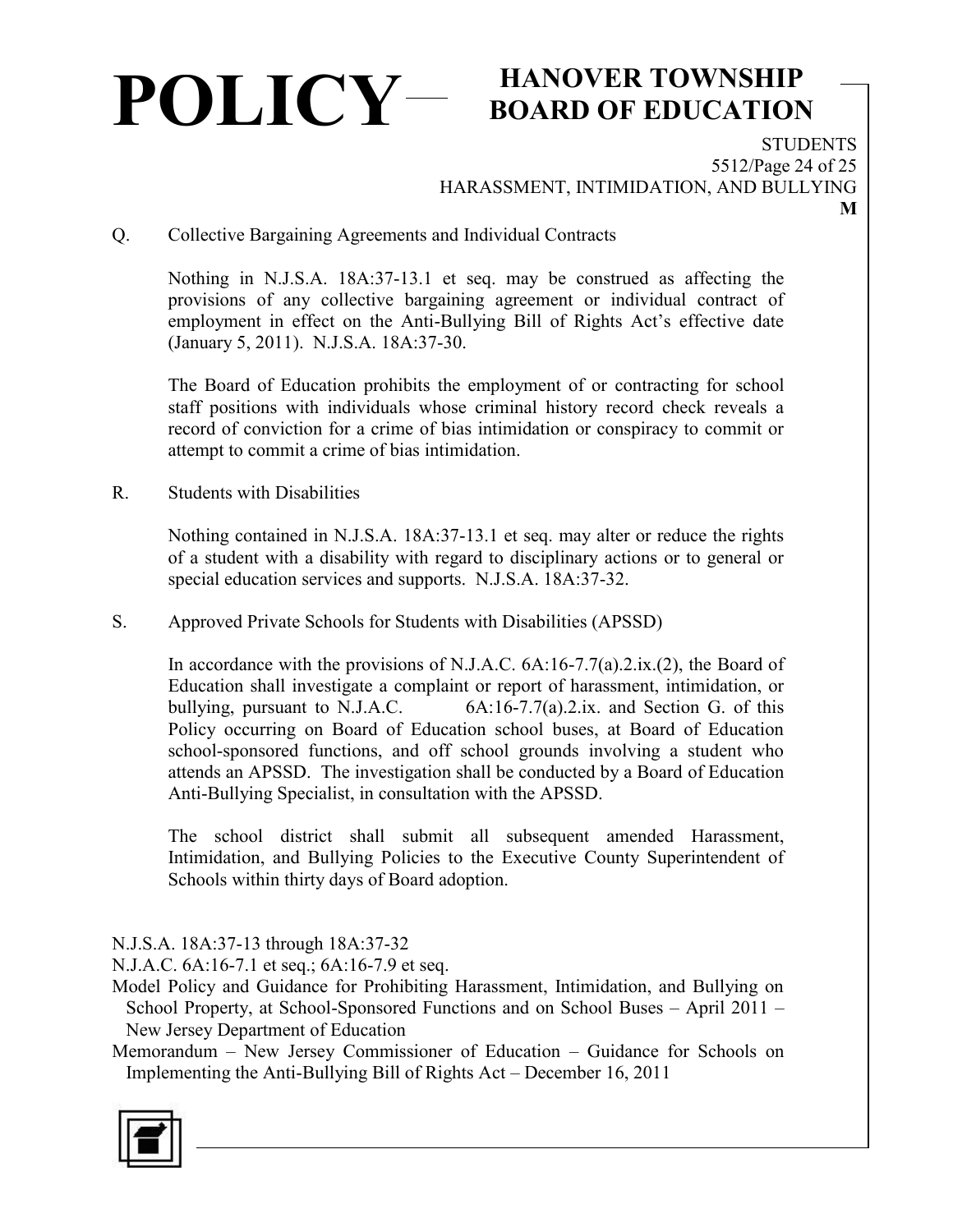Q. Collective Bargaining Agreements and Individual Contracts

Nothing in N.J.S.A. 18A:37-13.1 et seq. may be construed as affecting the provisions of any collective bargaining agreement or individual contract of employment in effect on the Anti-Bullying Bill of Rights Act's effective date (January 5, 2011). N.J.S.A. 18A:37-30.

The Board of Education prohibits the employment of or contracting for school staff positions with individuals whose criminal history record check reveals a record of conviction for a crime of bias intimidation or conspiracy to commit or attempt to commit a crime of bias intimidation.

R. Students with Disabilities

Nothing contained in N.J.S.A. 18A:37-13.1 et seq. may alter or reduce the rights of a student with a disability with regard to disciplinary actions or to general or special education services and supports. N.J.S.A. 18A:37-32.

S. Approved Private Schools for Students with Disabilities (APSSD)

In accordance with the provisions of N.J.A.C. 6A:16-7.7(a).2.ix.(2), the Board of Education shall investigate a complaint or report of harassment, intimidation, or bullying, pursuant to N.J.A.C. 6A:16-7.7(a).2.ix. and Section G. of this Policy occurring on Board of Education school buses, at Board of Education school-sponsored functions, and off school grounds involving a student who attends an APSSD. The investigation shall be conducted by a Board of Education Anti-Bullying Specialist, in consultation with the APSSD.

The school district shall submit all subsequent amended Harassment, Intimidation, and Bullying Policies to the Executive County Superintendent of Schools within thirty days of Board adoption.

N.J.S.A. 18A:37-13 through 18A:37-32

N.J.A.C. 6A:16-7.1 et seq.; 6A:16-7.9 et seq.

Model Policy and Guidance for Prohibiting Harassment, Intimidation, and Bullying on School Property, at School-Sponsored Functions and on School Buses – April 2011 – New Jersey Department of Education

Memorandum – New Jersey Commissioner of Education – Guidance for Schools on Implementing the Anti-Bullying Bill of Rights Act – December 16, 2011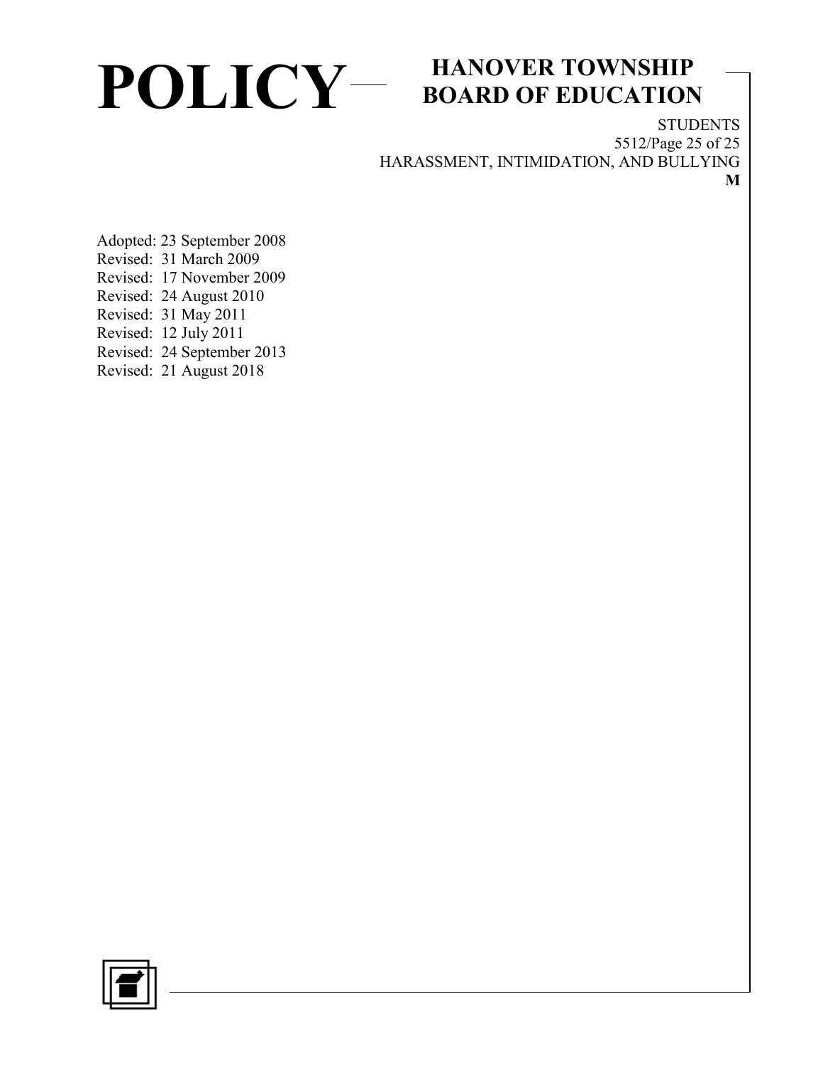Adopted: 23 September 2008
Revised: 31 March 2009
Revised: 17 November 2009
Revised: 24 August 2010
Revised: 31 May 2011
Revised: 12 July 2011
Revised: 24 September 2013
Revised: 21 August 2018